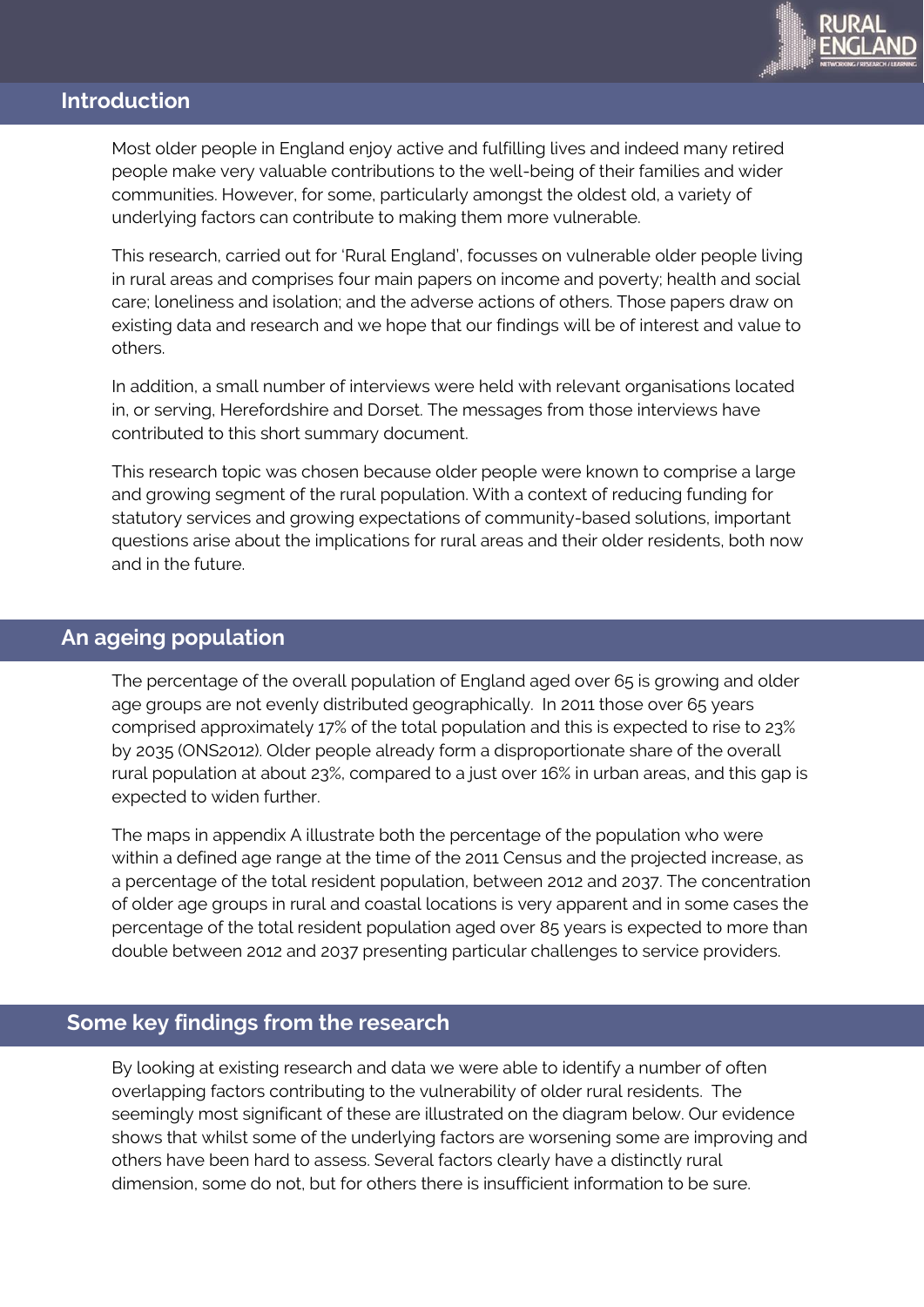## Introduction

Most older people in England enjoy active and fulfilling lives and indeed many retired people make very valuable contributions to the well-being of their families and wider communities. However, for some, particularly amongst the oldest old, a variety of underlying factors can contribute to making them more vulnerable.

This research, carried out for 'Rural England', focusses on vulnerable older people living in rural areas and comprises four main papers on income and poverty; health and social care; loneliness and isolation; and the adverse actions of others. Those papers draw on existing data and research and we hope that our findings will be of interest and value to others.

In addition, a small number of interviews were held with relevant organisations located in, or serving, Herefordshire and Dorset. The messages from those interviews have contributed to this short summary document.

This research topic was chosen because older people were known to comprise a large and growing segment of the rural population. With a context of reducing funding for statutory services and growing expectations of community-based solutions, important questions arise about the implications for rural areas and their older residents, both now and in the future.

## An ageing population

The percentage of the overall population of England aged over 65 is growing and older age groups are not evenly distributed geographically. In 2011 those over 65 years comprised approximately 17% of the total population and this is expected to rise to 23% by 2035 (ONS2012). Older people already form a disproportionate share of the overall rural population at about 23%, compared to a just over 16% in urban areas, and this gap is expected to widen further.

The maps in appendix A illustrate both the percentage of the population who were within a defined age range at the time of the 2011 Census and the projected increase, as a percentage of the total resident population, between 2012 and 2037. The concentration of older age groups in rural and coastal locations is very apparent and in some cases the percentage of the total resident population aged over 85 years is expected to more than double between 2012 and 2037 presenting particular challenges to service providers.

## Some key findings from the research

By looking at existing research and data we were able to identify a number of often overlapping factors contributing to the vulnerability of older rural residents. The seemingly most significant of these are illustrated on the diagram below. Our evidence shows that whilst some of the underlying factors are worsening some are improving and others have been hard to assess. Several factors clearly have a distinctly rural dimension, some do not, but for others there is insufficient information to be sure.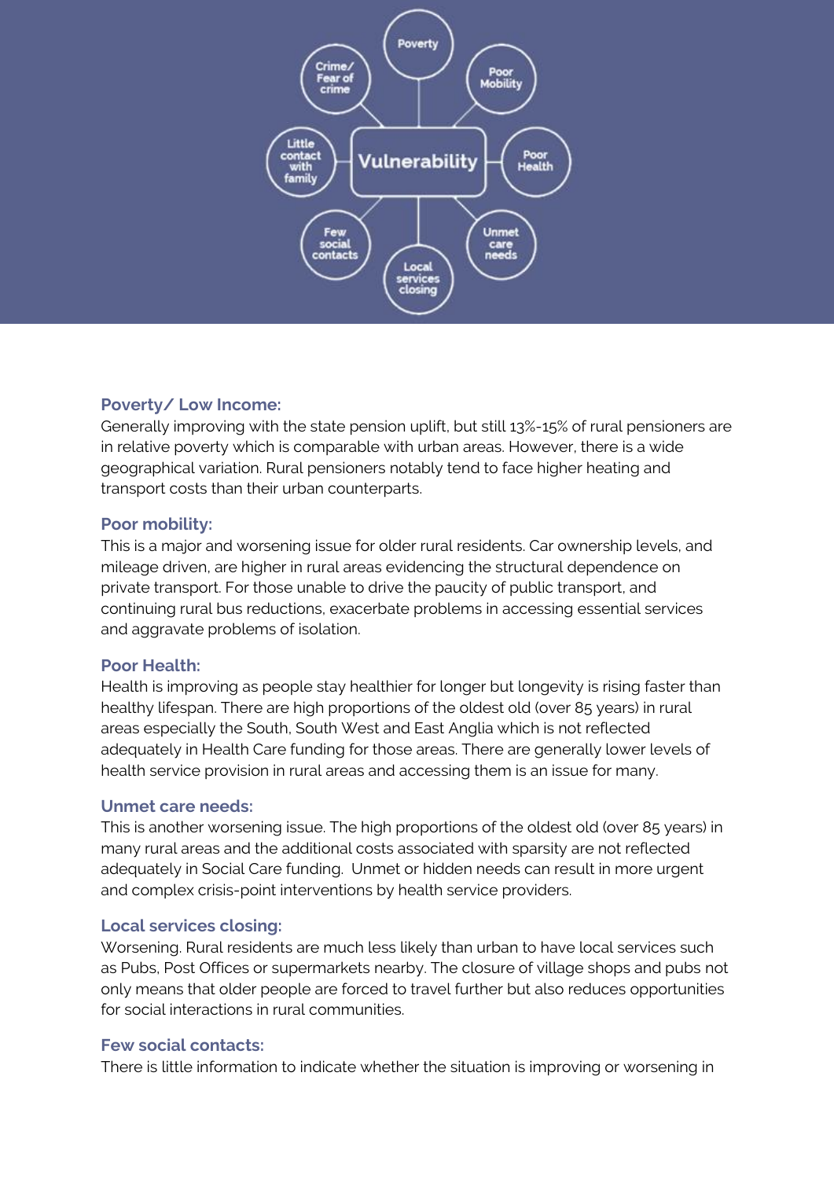### Poverty/ Low Income:

Generally improving with the state pension uplift, but still 13%-15% of rural pensioners are in relative poverty which is comparable with urban areas. However, there is a wide geographical variation. Rural pensioners notably tend to face higher heating and transport costs than their urban counterparts.

### Poor mobility:

This is a major and worsening issue for older rural residents. Car ownership levels, and mileage driven, are higher in rural areas evidencing the structural dependence on private transport. For those unable to drive the paucity of public transport, and continuing rural bus reductions, exacerbate problems in accessing essential services and aggravate problems of isolation.

### Poor Health:

Health is improving as people stay healthier for longer but longevity is rising faster than healthy lifespan. There are high proportions of the oldest old (over 85 years) in rural areas especially the South, South West and East Anglia which is not reflected adequately in Health Care funding for those areas. There are generally lower levels of health service provision in rural areas and accessing them is an issue for many.

### Unmet care needs:

This is another worsening issue. The high proportions of the oldest old (over 85 years) in many rural areas and the additional costs associated with sparsity are not reflected adequately in Social Care funding. Unmet or hidden needs can result in more urgent and complex crisis-point interventions by health service providers.

### Local services closing:

Worsening. Rural residents are much less likely than urban to have local services such as Pubs, Post Offices or supermarkets nearby. The closure of village shops and pubs not only means that older people are forced to travel further but also reduces opportunities for social interactions in rural communities.

### Few social contacts:

There is little information to indicate whether the situation is improving or worsening in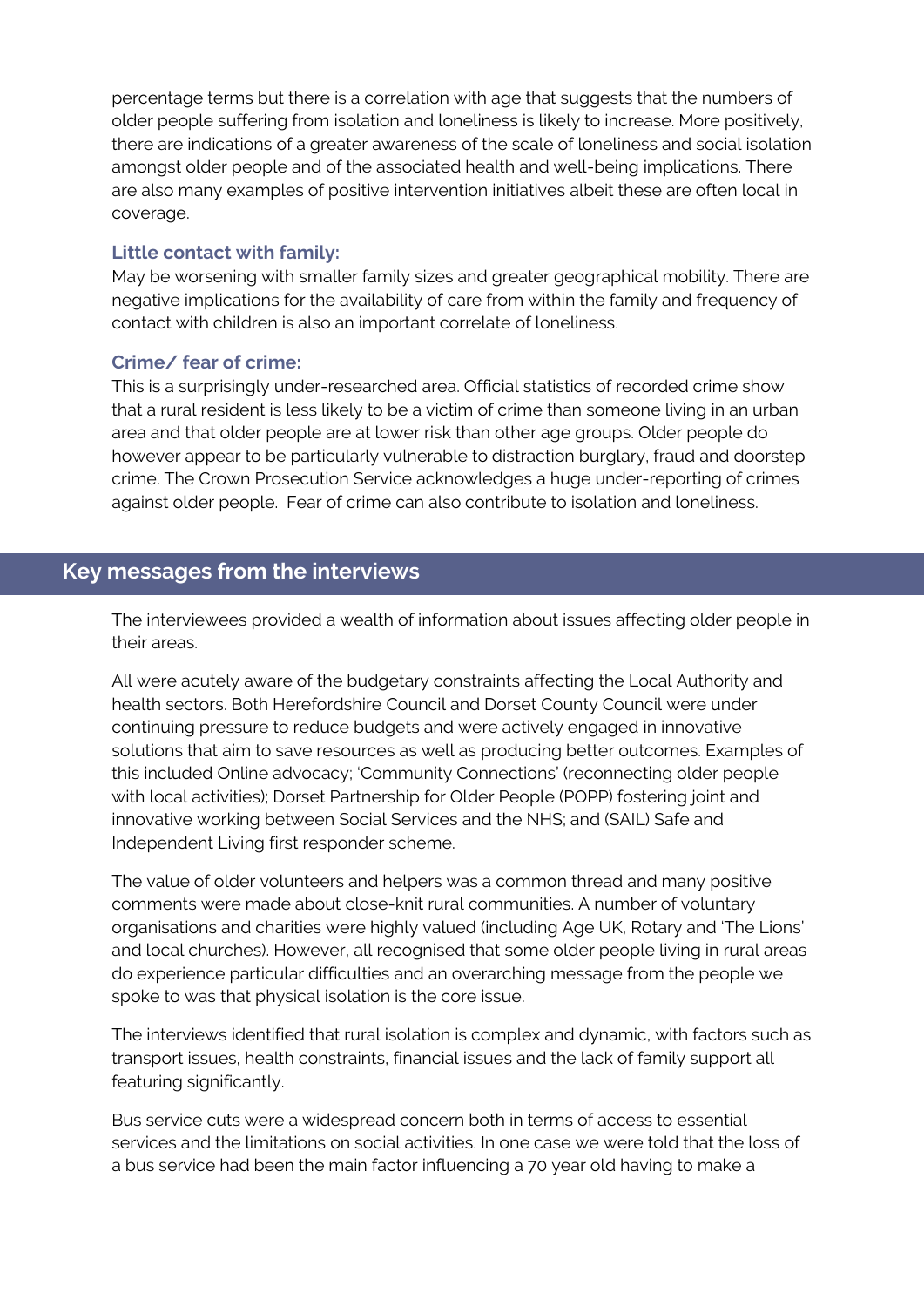percentage terms but there is a correlation with age that suggests that the numbers of older people suffering from isolation and loneliness is likely to increase. More positively, there are indications of a greater awareness of the scale of loneliness and social isolation amongst older people and of the associated health and well-being implications. There are also many examples of positive intervention initiatives albeit these are often local in coverage.

### Little contact with family:

May be worsening with smaller family sizes and greater geographical mobility. There are negative implications for the availability of care from within the family and frequency of contact with children is also an important correlate of loneliness.

### Crime/ fear of crime:

This is a surprisingly under-researched area. Official statistics of recorded crime show that a rural resident is less likely to be a victim of crime than someone living in an urban area and that older people are at lower risk than other age groups. Older people do however appear to be particularly vulnerable to distraction burglary, fraud and doorstep crime. The Crown Prosecution Service acknowledges a huge under-reporting of crimes against older people. Fear of crime can also contribute to isolation and loneliness.

## Key messages from the interviews

The interviewees provided a wealth of information about issues affecting older people in their areas.

All were acutely aware of the budgetary constraints affecting the Local Authority and health sectors. Both Herefordshire Council and Dorset County Council were under continuing pressure to reduce budgets and were actively engaged in innovative solutions that aim to save resources as well as producing better outcomes. Examples of this included Online advocacy; 'Community Connections' (reconnecting older people with local activities); Dorset Partnership for Older People (POPP) fostering joint and innovative working between Social Services and the NHS; and (SAIL) Safe and Independent Living first responder scheme.

The value of older volunteers and helpers was a common thread and many positive comments were made about close-knit rural communities. A number of voluntary organisations and charities were highly valued (including Age UK, Rotary and 'The Lions' and local churches). However, all recognised that some older people living in rural areas do experience particular difficulties and an overarching message from the people we spoke to was that physical isolation is the core issue.

The interviews identified that rural isolation is complex and dynamic, with factors such as transport issues, health constraints, financial issues and the lack of family support all featuring significantly.

Bus service cuts were a widespread concern both in terms of access to essential services and the limitations on social activities. In one case we were told that the loss of a bus service had been the main factor influencing a 70 year old having to make a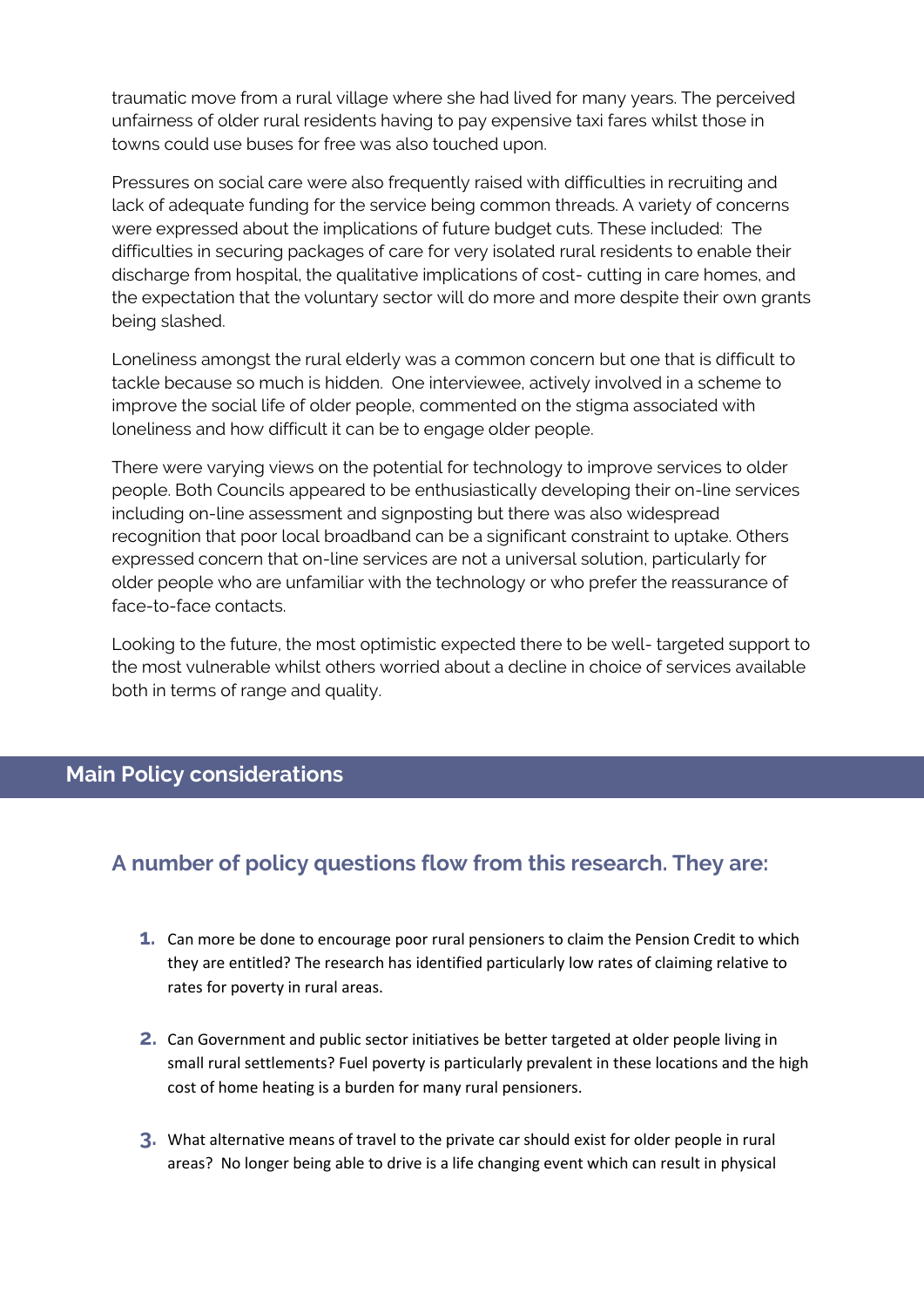traumatic move from a rural village where she had lived for many years. The perceived unfairness of older rural residents having to pay expensive taxi fares whilst those in towns could use buses for free was also touched upon.

Pressures on social care were also frequently raised with difficulties in recruiting and lack of adequate funding for the service being common threads. A variety of concerns were expressed about the implications of future budget cuts. These included: The difficulties in securing packages of care for very isolated rural residents to enable their discharge from hospital, the qualitative implications of cost- cutting in care homes, and the expectation that the voluntary sector will do more and more despite their own grants being slashed.

Loneliness amongst the rural elderly was a common concern but one that is difficult to tackle because so much is hidden. One interviewee, actively involved in a scheme to improve the social life of older people, commented on the stigma associated with loneliness and how difficult it can be to engage older people.

There were varying views on the potential for technology to improve services to older people. Both Councils appeared to be enthusiastically developing their on-line services including on-line assessment and signposting but there was also widespread recognition that poor local broadband can be a significant constraint to uptake. Others expressed concern that on-line services are not a universal solution, particularly for older people who are unfamiliar with the technology or who prefer the reassurance of face-to-face contacts.

Looking to the future, the most optimistic expected there to be well- targeted support to the most vulnerable whilst others worried about a decline in choice of services available both in terms of range and quality.

## Main Policy considerations

### A number of policy questions flow from this research. They are:

1. Can more be done to encourage poor rural pensioners to claim the Pension Credit to which they are entitled? The research has identified particularly low rates of claiming relative to rates for poverty in rural areas.

2. Can Government and public sector initiatives be better targeted at older people living in small rural settlements? Fuel poverty is particularly prevalent in these locations and the high cost of home heating is a burden for many rural pensioners.

3. What alternative means of travel to the private car should exist for older people in rural areas? No longer being able to drive is a life changing event which can result in physical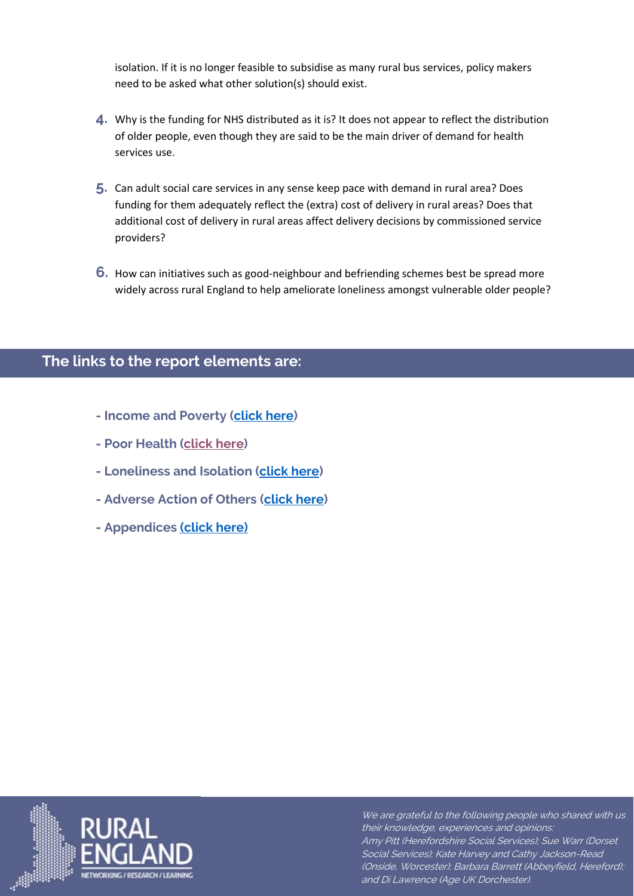isolation. If it is no longer feasible to subsidise as many rural bus services, policy makers need to be asked what other solution(s) should exist.

4. Why is the funding for NHS distributed as it is? It does not appear to reflect the distribution of older people, even though they are said to be the main driver of demand for health services use.

5. Can adult social care services in any sense keep pace with demand in rural area? Does funding for them adequately reflect the (extra) cost of delivery in rural areas? Does that additional cost of delivery in rural areas affect delivery decisions by commissioned service providers?

6. How can initiatives such as good-neighbour and befriending schemes best be spread more widely across rural England to help ameliorate loneliness amongst vulnerable older people?

## The links to the report elements are:

- **Income and Poverty (click here)**
- **Poor Health (click here)**
- **Loneliness and Isolation (click here)**
- **Adverse Action of Others (click here)**
- **Appendices (click here)**

RURAL ENGLAND
NETWORKING / RESEARCH / LEARNING

*We are grateful to the following people who shared with us their knowledge, experiences and opinions: Amy Pitt (Herefordshire Social Services); Sue Warr (Dorset Social Services); Kate Harvey and Cathy Jackson-Read (Onside, Worcester); Barbara Barrett (Abbeyfield, Hereford); and Di Lawrence (Age UK Dorchester).*